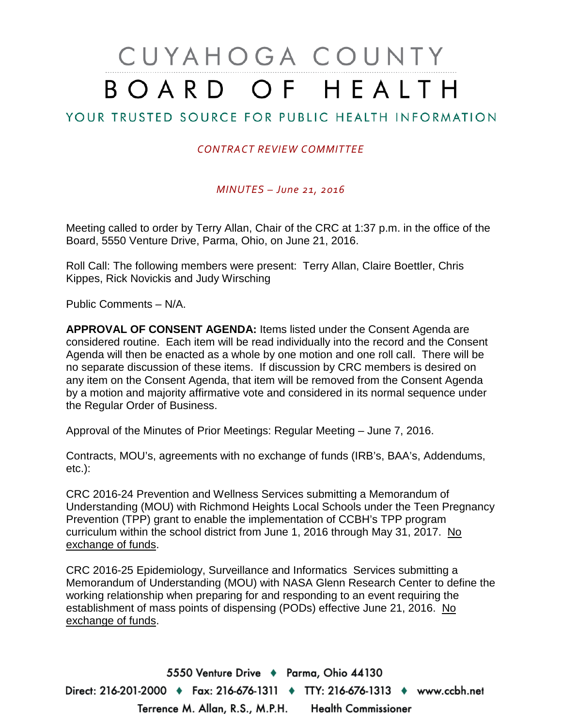# CUYAHOGA COUNTY BOARD OF HEALTH

## YOUR TRUSTED SOURCE FOR PUBLIC HEALTH INFORMATION

*CONTRACT REVIEW COMMITTEE*

*MINUTES – June 21, 2016*

Meeting called to order by Terry Allan, Chair of the CRC at 1:37 p.m. in the office of the Board, 5550 Venture Drive, Parma, Ohio, on June 21, 2016.

Roll Call: The following members were present: Terry Allan, Claire Boettler, Chris Kippes, Rick Novickis and Judy Wirsching

Public Comments – N/A.

**APPROVAL OF CONSENT AGENDA:** Items listed under the Consent Agenda are considered routine. Each item will be read individually into the record and the Consent Agenda will then be enacted as a whole by one motion and one roll call. There will be no separate discussion of these items. If discussion by CRC members is desired on any item on the Consent Agenda, that item will be removed from the Consent Agenda by a motion and majority affirmative vote and considered in its normal sequence under the Regular Order of Business.

Approval of the Minutes of Prior Meetings: Regular Meeting – June 7, 2016.

Contracts, MOU's, agreements with no exchange of funds (IRB's, BAA's, Addendums, etc.):

CRC 2016-24 Prevention and Wellness Services submitting a Memorandum of Understanding (MOU) with Richmond Heights Local Schools under the Teen Pregnancy Prevention (TPP) grant to enable the implementation of CCBH's TPP program curriculum within the school district from June 1, 2016 through May 31, 2017. <u>No exchange of funds</u>.

CRC 2016-25 Epidemiology, Surveillance and Informatics Services submitting a Memorandum of Understanding (MOU) with NASA Glenn Research Center to define the working relationship when preparing for and responding to an event requiring the establishment of mass points of dispensing (PODs) effective June 21, 2016. <u>No exchange of funds</u>.

5550 Venture Drive ♦ Parma, Ohio 44130
Direct: 216-201-2000 ♦ Fax: 216-676-1311 ♦ TTY: 216-676-1313 ♦ www.ccbh.net
Terrence M. Allan, R.S., M.P.H. Health Commissioner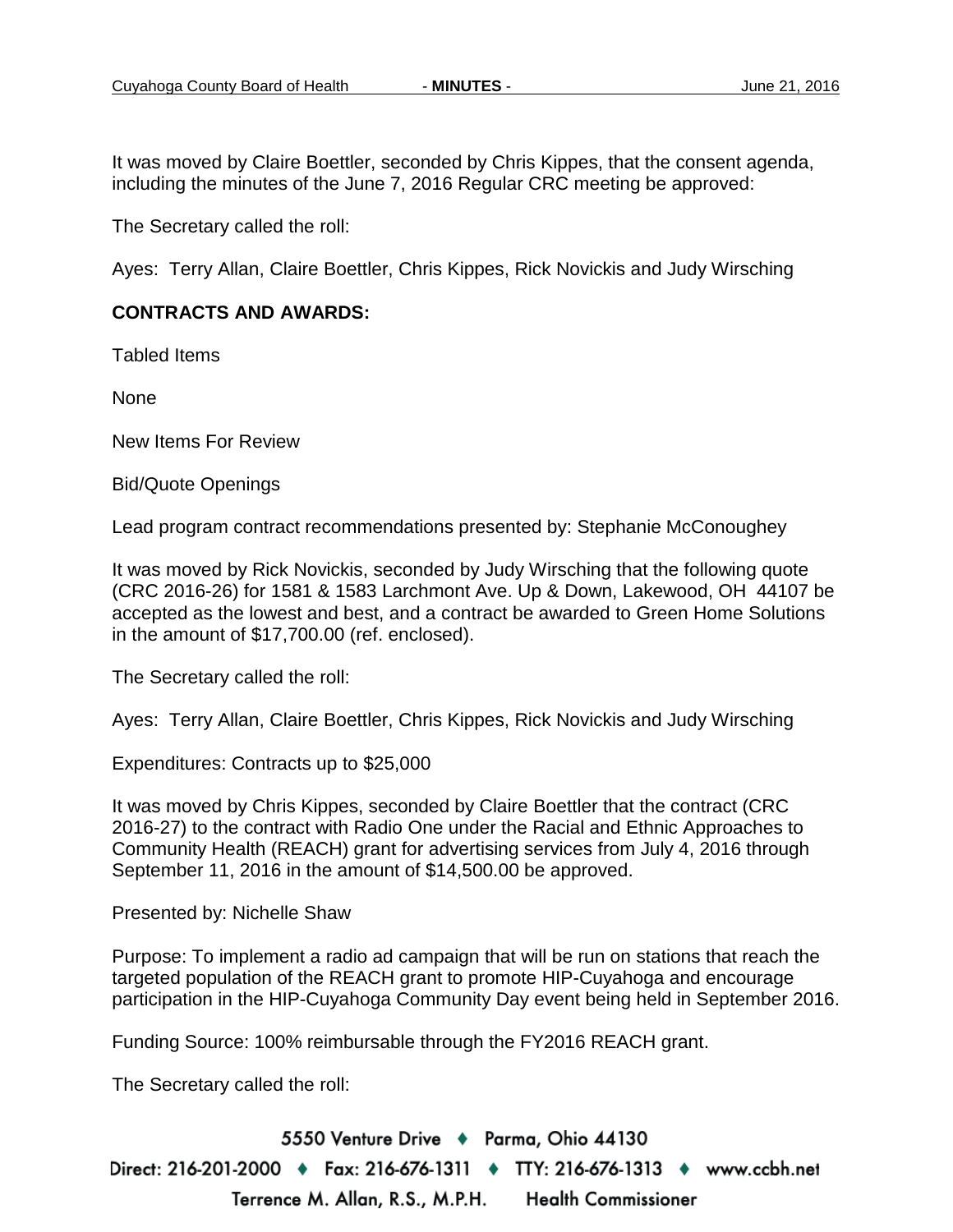It was moved by Claire Boettler, seconded by Chris Kippes, that the consent agenda, including the minutes of the June 7, 2016 Regular CRC meeting be approved:

The Secretary called the roll:

Ayes: Terry Allan, Claire Boettler, Chris Kippes, Rick Novickis and Judy Wirsching

**CONTRACTS AND AWARDS:**

Tabled Items

None

New Items For Review

Bid/Quote Openings

Lead program contract recommendations presented by: Stephanie McConoughey

It was moved by Rick Novickis, seconded by Judy Wirsching that the following quote (CRC 2016-26) for 1581 & 1583 Larchmont Ave. Up & Down, Lakewood, OH 44107 be accepted as the lowest and best, and a contract be awarded to Green Home Solutions in the amount of $17,700.00 (ref. enclosed).

The Secretary called the roll:

Ayes: Terry Allan, Claire Boettler, Chris Kippes, Rick Novickis and Judy Wirsching

Expenditures: Contracts up to $25,000

It was moved by Chris Kippes, seconded by Claire Boettler that the contract (CRC 2016-27) to the contract with Radio One under the Racial and Ethnic Approaches to Community Health (REACH) grant for advertising services from July 4, 2016 through September 11, 2016 in the amount of $14,500.00 be approved.

Presented by: Nichelle Shaw

Purpose: To implement a radio ad campaign that will be run on stations that reach the targeted population of the REACH grant to promote HIP-Cuyahoga and encourage participation in the HIP-Cuyahoga Community Day event being held in September 2016.

Funding Source: 100% reimbursable through the FY2016 REACH grant.

The Secretary called the roll: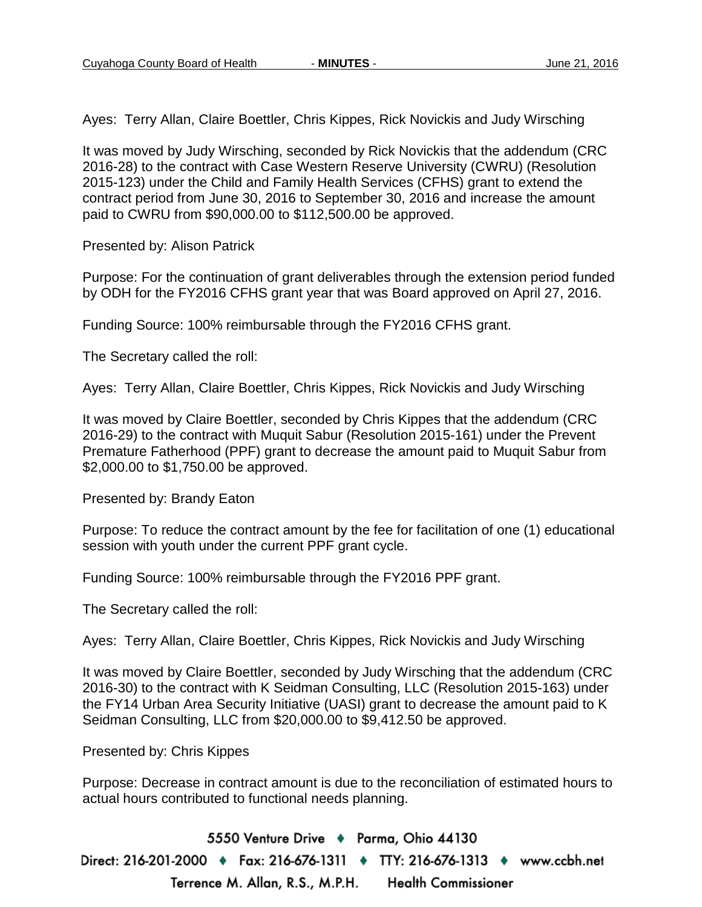Ayes: Terry Allan, Claire Boettler, Chris Kippes, Rick Novickis and Judy Wirsching

It was moved by Judy Wirsching, seconded by Rick Novickis that the addendum (CRC 2016-28) to the contract with Case Western Reserve University (CWRU) (Resolution 2015-123) under the Child and Family Health Services (CFHS) grant to extend the contract period from June 30, 2016 to September 30, 2016 and increase the amount paid to CWRU from $90,000.00 to $112,500.00 be approved.

Presented by: Alison Patrick

Purpose: For the continuation of grant deliverables through the extension period funded by ODH for the FY2016 CFHS grant year that was Board approved on April 27, 2016.

Funding Source: 100% reimbursable through the FY2016 CFHS grant.

The Secretary called the roll:

Ayes: Terry Allan, Claire Boettler, Chris Kippes, Rick Novickis and Judy Wirsching

It was moved by Claire Boettler, seconded by Chris Kippes that the addendum (CRC 2016-29) to the contract with Muquit Sabur (Resolution 2015-161) under the Prevent Premature Fatherhood (PPF) grant to decrease the amount paid to Muquit Sabur from $2,000.00 to $1,750.00 be approved.

Presented by: Brandy Eaton

Purpose: To reduce the contract amount by the fee for facilitation of one (1) educational session with youth under the current PPF grant cycle.

Funding Source: 100% reimbursable through the FY2016 PPF grant.

The Secretary called the roll:

Ayes: Terry Allan, Claire Boettler, Chris Kippes, Rick Novickis and Judy Wirsching

It was moved by Claire Boettler, seconded by Judy Wirsching that the addendum (CRC 2016-30) to the contract with K Seidman Consulting, LLC (Resolution 2015-163) under the FY14 Urban Area Security Initiative (UASI) grant to decrease the amount paid to K Seidman Consulting, LLC from $20,000.00 to $9,412.50 be approved.

Presented by: Chris Kippes

Purpose: Decrease in contract amount is due to the reconciliation of estimated hours to actual hours contributed to functional needs planning.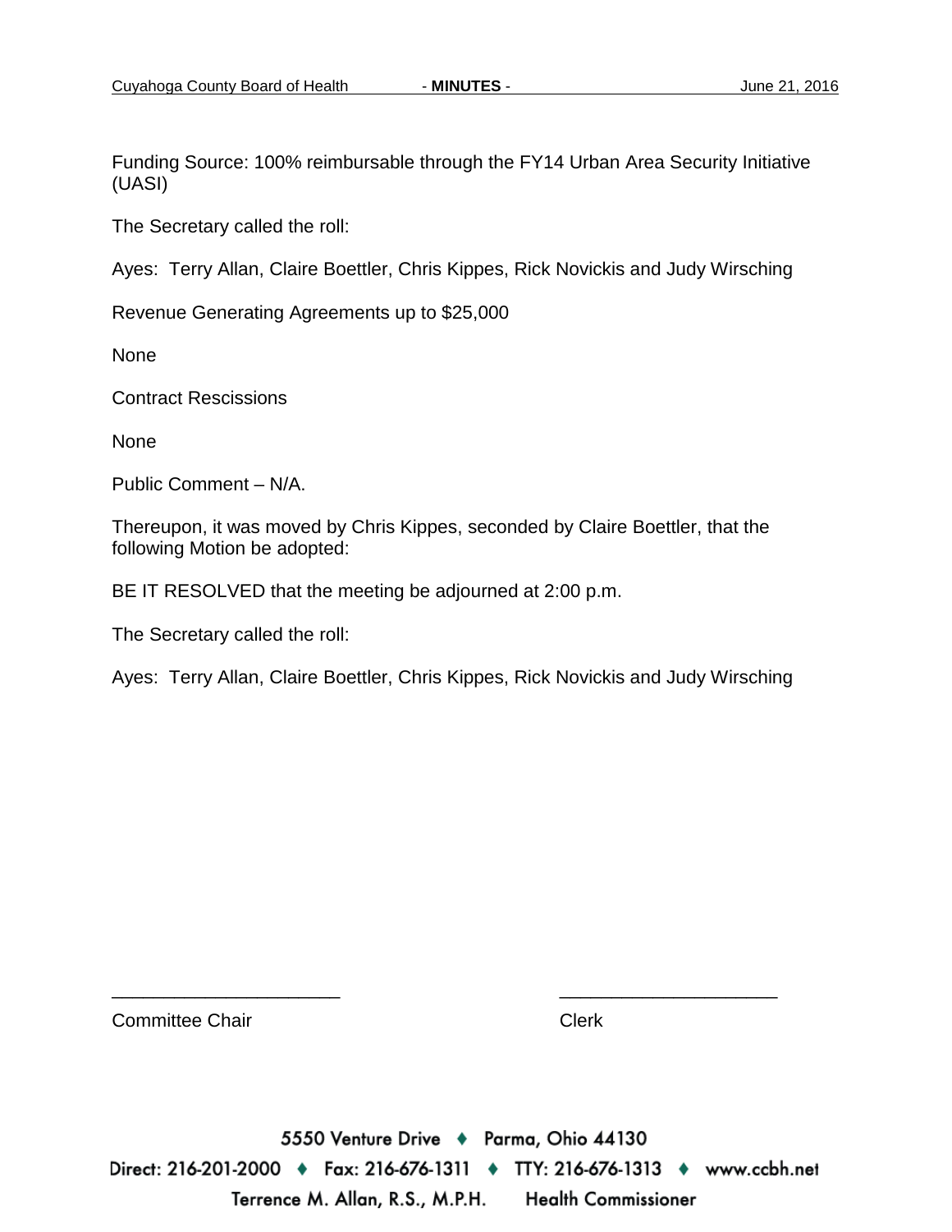Funding Source: 100% reimbursable through the FY14 Urban Area Security Initiative (UASI)

The Secretary called the roll:

Ayes: Terry Allan, Claire Boettler, Chris Kippes, Rick Novickis and Judy Wirsching

Revenue Generating Agreements up to $25,000

None

Contract Rescissions

None

Public Comment – N/A.

Thereupon, it was moved by Chris Kippes, seconded by Claire Boettler, that the following Motion be adopted:

BE IT RESOLVED that the meeting be adjourned at 2:00 p.m.

The Secretary called the roll:

Ayes: Terry Allan, Claire Boettler, Chris Kippes, Rick Novickis and Judy Wirsching

_______________________ _______________________

Committee Chair Clerk